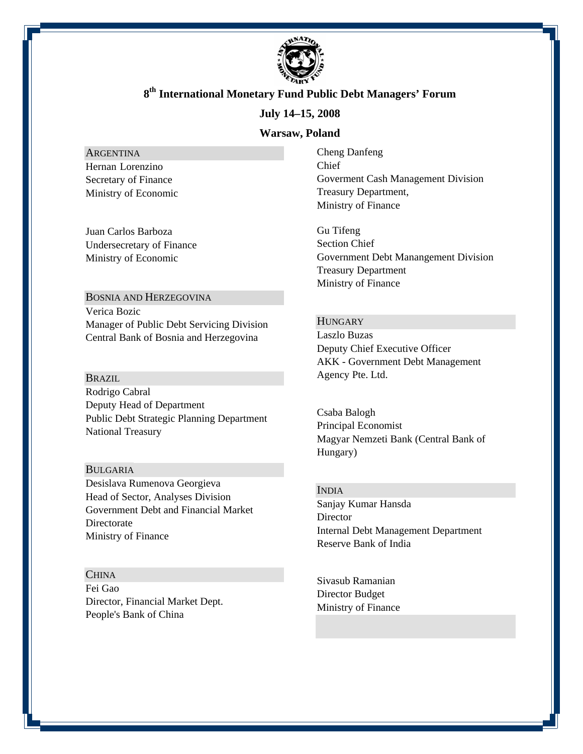# 8th International Monetary Fund Public Debt Managers' Forum

## July 14–15, 2008

## Warsaw, Poland

### ARGENTINA

Hernan Lorenzino
Secretary of Finance
Ministry of Economic

Juan Carlos Barboza
Undersecretary of Finance
Ministry of Economic

### BOSNIA AND HERZEGOVINA

Verica Bozic
Manager of Public Debt Servicing Division
Central Bank of Bosnia and Herzegovina

### BRAZIL

Rodrigo Cabral
Deputy Head of Department
Public Debt Strategic Planning Department
National Treasury

### BULGARIA

Desislava Rumenova Georgieva
Head of Sector, Analyses Division
Government Debt and Financial Market Directorate
Ministry of Finance

### CHINA

Fei Gao
Director, Financial Market Dept.
People's Bank of China

Cheng Danfeng
Chief
Goverment Cash Management Division
Treasury Department,
Ministry of Finance

Gu Tifeng
Section Chief
Government Debt Manangement Division
Treasury Department
Ministry of Finance

### HUNGARY

Laszlo Buzas
Deputy Chief Executive Officer
AKK - Government Debt Management Agency Pte. Ltd.

Csaba Balogh
Principal Economist
Magyar Nemzeti Bank (Central Bank of Hungary)

### INDIA

Sanjay Kumar Hansda
Director
Internal Debt Management Department
Reserve Bank of India

Sivasub Ramanian
Director Budget
Ministry of Finance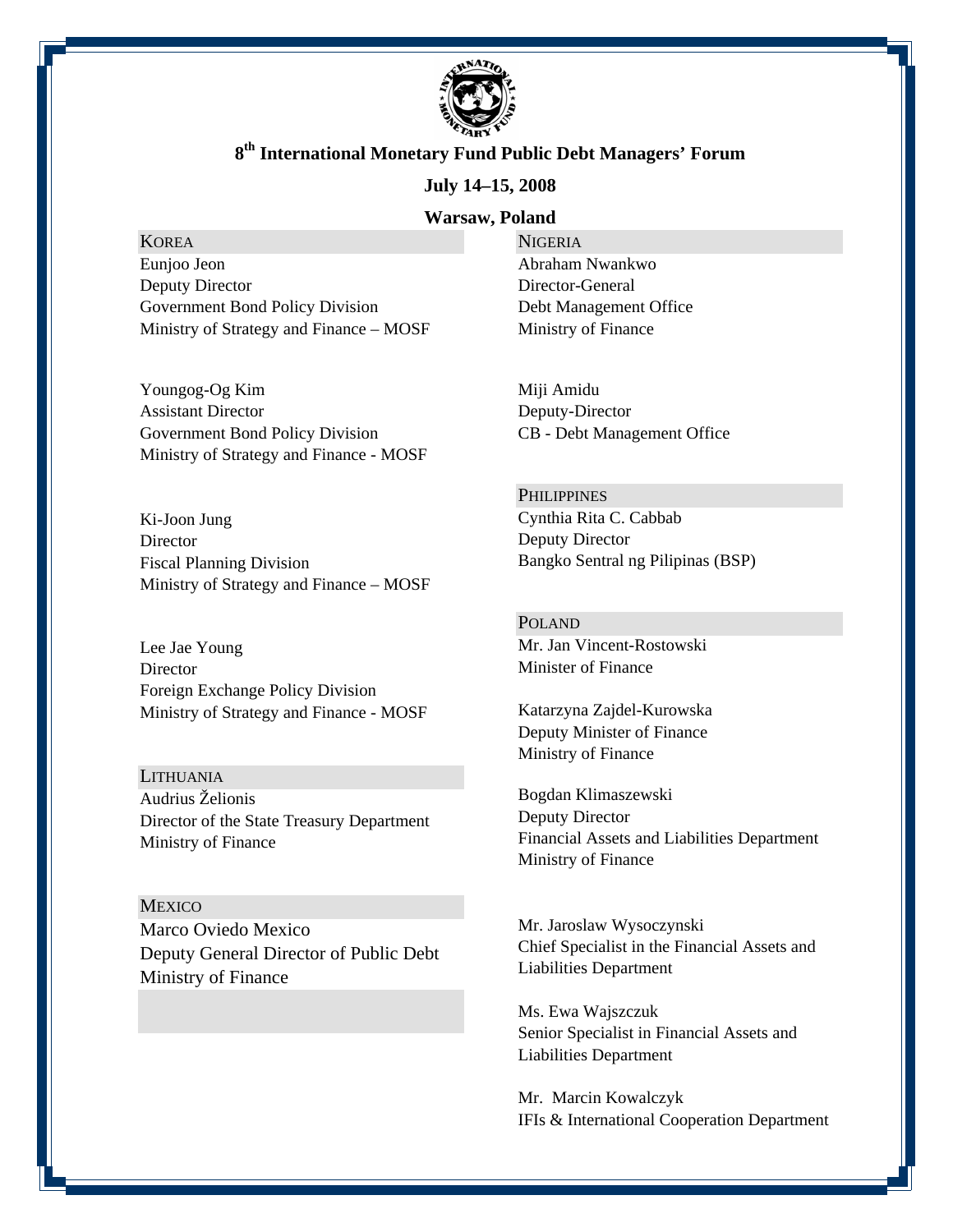**8th International Monetary Fund Public Debt Managers' Forum**

**July 14–15, 2008**

**Warsaw, Poland**

KOREA

Eunjoo Jeon
Deputy Director
Government Bond Policy Division
Ministry of Strategy and Finance – MOSF

Youngog-Og Kim
Assistant Director
Government Bond Policy Division
Ministry of Strategy and Finance - MOSF

Ki-Joon Jung
Director
Fiscal Planning Division
Ministry of Strategy and Finance – MOSF

Lee Jae Young
Director
Foreign Exchange Policy Division
Ministry of Strategy and Finance - MOSF

LITHUANIA

Audrius Želionis
Director of the State Treasury Department
Ministry of Finance

MEXICO

Marco Oviedo Mexico
Deputy General Director of Public Debt
Ministry of Finance

NIGERIA

Abraham Nwankwo
Director-General
Debt Management Office
Ministry of Finance

Miji Amidu
Deputy-Director
CB - Debt Management Office

PHILIPPINES

Cynthia Rita C. Cabbab
Deputy Director
Bangko Sentral ng Pilipinas (BSP)

POLAND

Mr. Jan Vincent-Rostowski
Minister of Finance

Katarzyna Zajdel-Kurowska
Deputy Minister of Finance
Ministry of Finance

Bogdan Klimaszewski
Deputy Director
Financial Assets and Liabilities Department
Ministry of Finance

Mr. Jaroslaw Wysoczynski
Chief Specialist in the Financial Assets and Liabilities Department

Ms. Ewa Wajszczuk
Senior Specialist in Financial Assets and Liabilities Department

Mr. Marcin Kowalczyk
IFIs & International Cooperation Department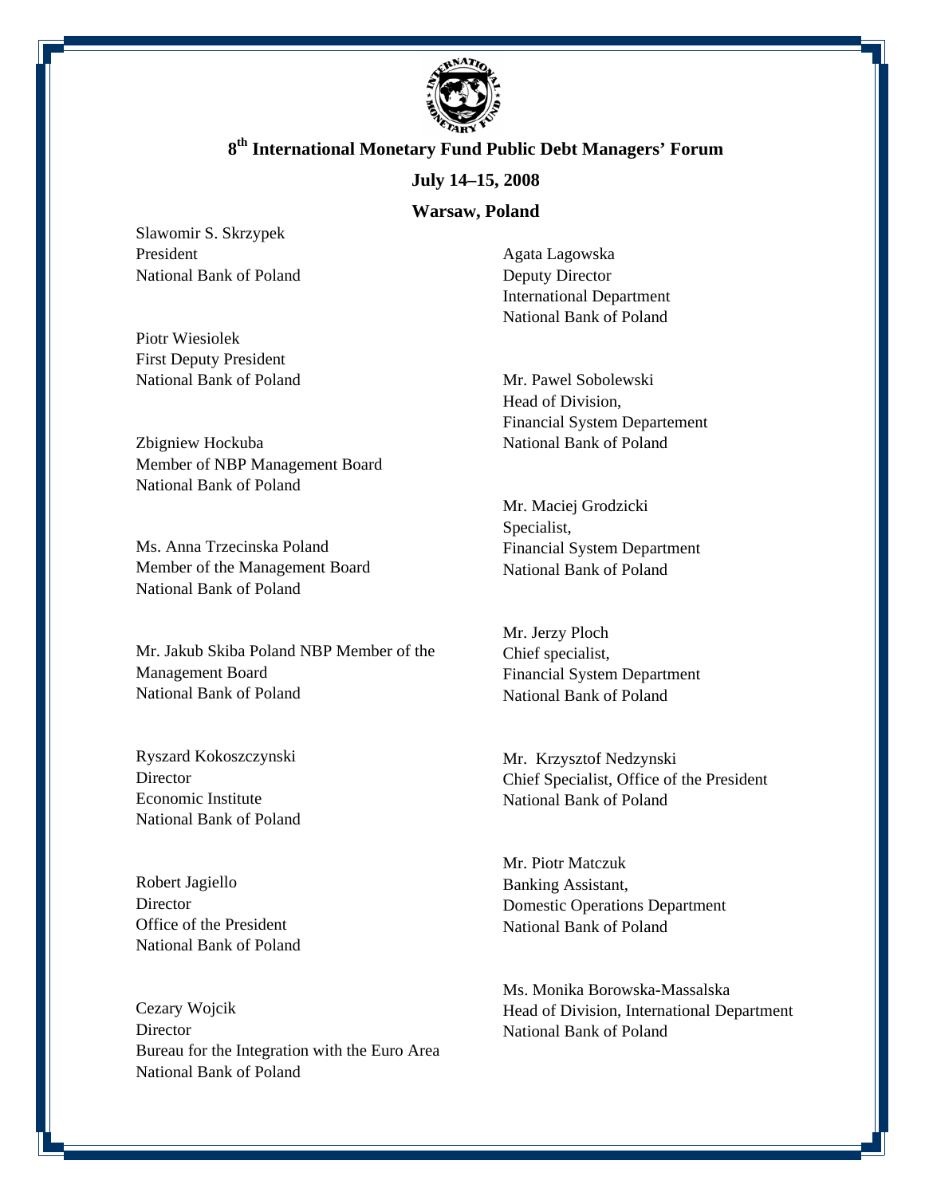**8th International Monetary Fund Public Debt Managers' Forum**

**July 14–15, 2008**

**Warsaw, Poland**

Slawomir S. Skrzypek
President
National Bank of Poland

Piotr Wiesiolek
First Deputy President
National Bank of Poland

Zbigniew Hockuba
Member of NBP Management Board
National Bank of Poland

Ms. Anna Trzecinska Poland
Member of the Management Board
National Bank of Poland

Mr. Jakub Skiba Poland NBP Member of the Management Board
National Bank of Poland

Ryszard Kokoszczynski
Director
Economic Institute
National Bank of Poland

Robert Jagiello
Director
Office of the President
National Bank of Poland

Cezary Wojcik
Director
Bureau for the Integration with the Euro Area
National Bank of Poland

Agata Lagowska
Deputy Director
International Department
National Bank of Poland

Mr. Pawel Sobolewski
Head of Division,
Financial System Departement
National Bank of Poland

Mr. Maciej Grodzicki
Specialist,
Financial System Department
National Bank of Poland

Mr. Jerzy Ploch
Chief specialist,
Financial System Department
National Bank of Poland

Mr. Krzysztof Nedzynski
Chief Specialist, Office of the President
National Bank of Poland

Mr. Piotr Matczuk
Banking Assistant,
Domestic Operations Department
National Bank of Poland

Ms. Monika Borowska-Massalska
Head of Division, International Department
National Bank of Poland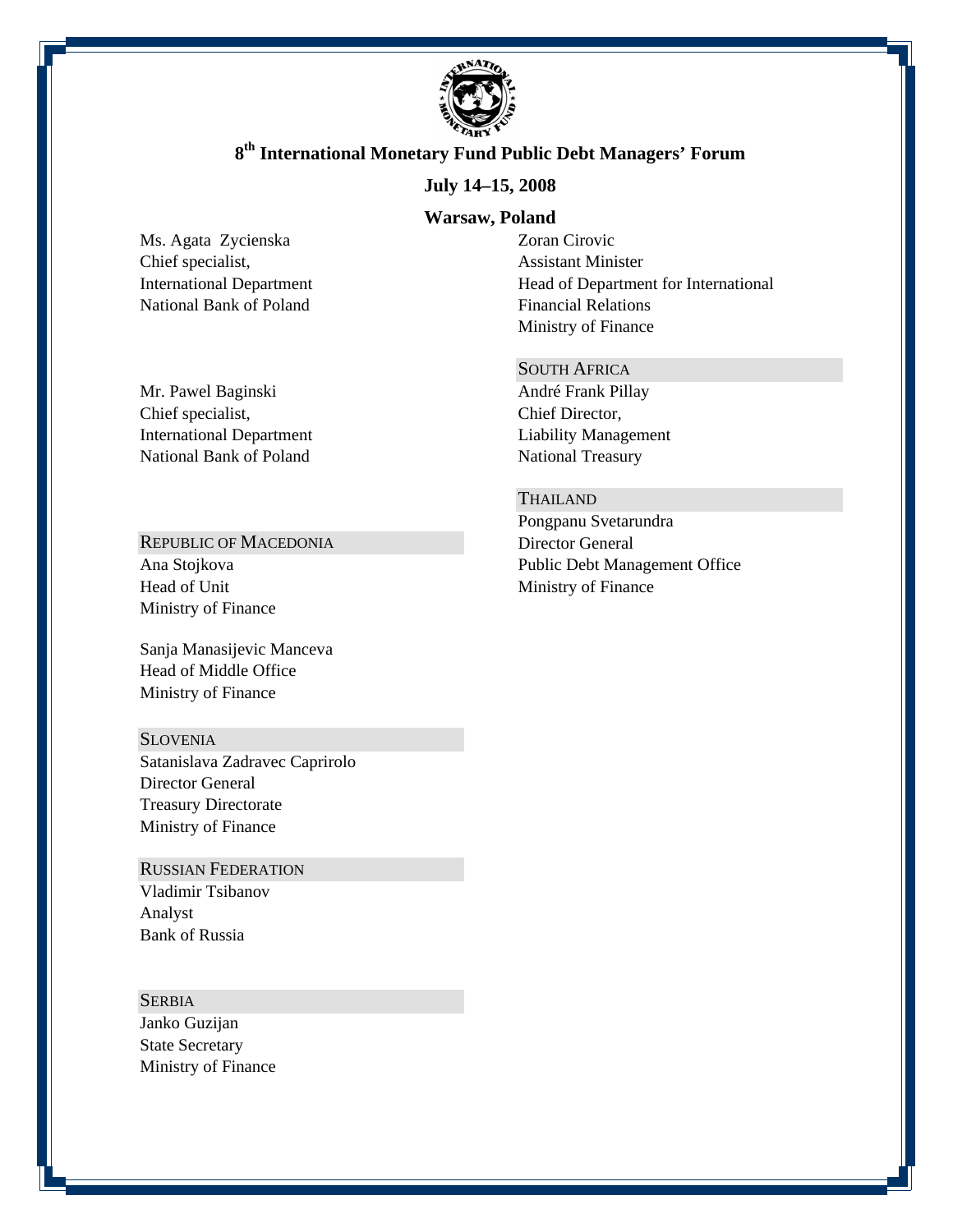**8th International Monetary Fund Public Debt Managers' Forum**

**July 14–15, 2008**

**Warsaw, Poland**

Ms. Agata Zycienska
Chief specialist,
International Department
National Bank of Poland

Mr. Pawel Baginski
Chief specialist,
International Department
National Bank of Poland

REPUBLIC OF MACEDONIA

Ana Stojkova
Head of Unit
Ministry of Finance

Sanja Manasijevic Manceva
Head of Middle Office
Ministry of Finance

SLOVENIA

Satanislava Zadravec Caprirolo
Director General
Treasury Directorate
Ministry of Finance

RUSSIAN FEDERATION

Vladimir Tsibanov
Analyst
Bank of Russia

SERBIA

Janko Guzijan
State Secretary
Ministry of Finance

Zoran Cirovic
Assistant Minister
Head of Department for International Financial Relations
Ministry of Finance

SOUTH AFRICA

André Frank Pillay
Chief Director,
Liability Management
National Treasury

THAILAND

Pongpanu Svetarundra
Director General
Public Debt Management Office
Ministry of Finance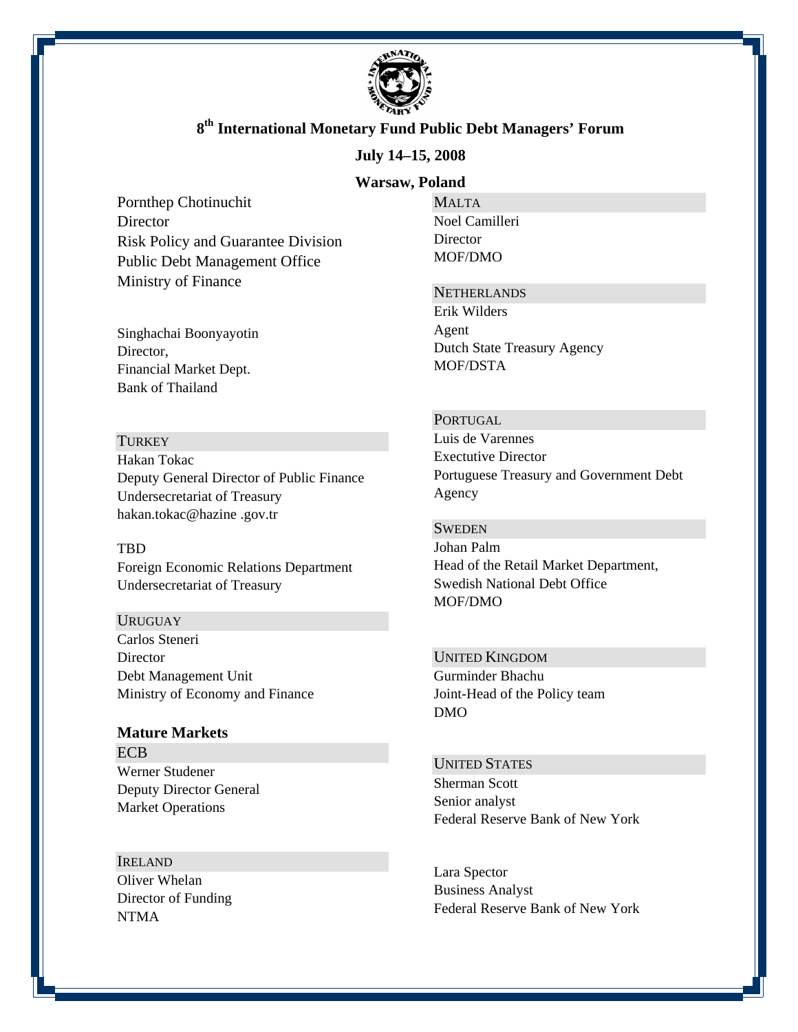## 8th International Monetary Fund Public Debt Managers' Forum

**July 14–15, 2008**

**Warsaw, Poland**

Pornthep Chotinuchit
Director
Risk Policy and Guarantee Division
Public Debt Management Office
Ministry of Finance

Singhachai Boonyayotin
Director,
Financial Market Dept.
Bank of Thailand

TURKEY

Hakan Tokac
Deputy General Director of Public Finance
Undersecretariat of Treasury
hakan.tokac@hazine .gov.tr

TBD
Foreign Economic Relations Department
Undersecretariat of Treasury

URUGUAY

Carlos Steneri
Director
Debt Management Unit
Ministry of Economy and Finance

**Mature Markets**

ECB

Werner Studener
Deputy Director General
Market Operations

IRELAND

Oliver Whelan
Director of Funding
NTMA

MALTA

Noel Camilleri
Director
MOF/DMO

NETHERLANDS

Erik Wilders
Agent
Dutch State Treasury Agency
MOF/DSTA

PORTUGAL

Luis de Varennes
Exectutive Director
Portuguese Treasury and Government Debt Agency

SWEDEN

Johan Palm
Head of the Retail Market Department,
Swedish National Debt Office
MOF/DMO

UNITED KINGDOM

Gurminder Bhachu
Joint-Head of the Policy team
DMO

UNITED STATES

Sherman Scott
Senior analyst
Federal Reserve Bank of New York

Lara Spector
Business Analyst
Federal Reserve Bank of New York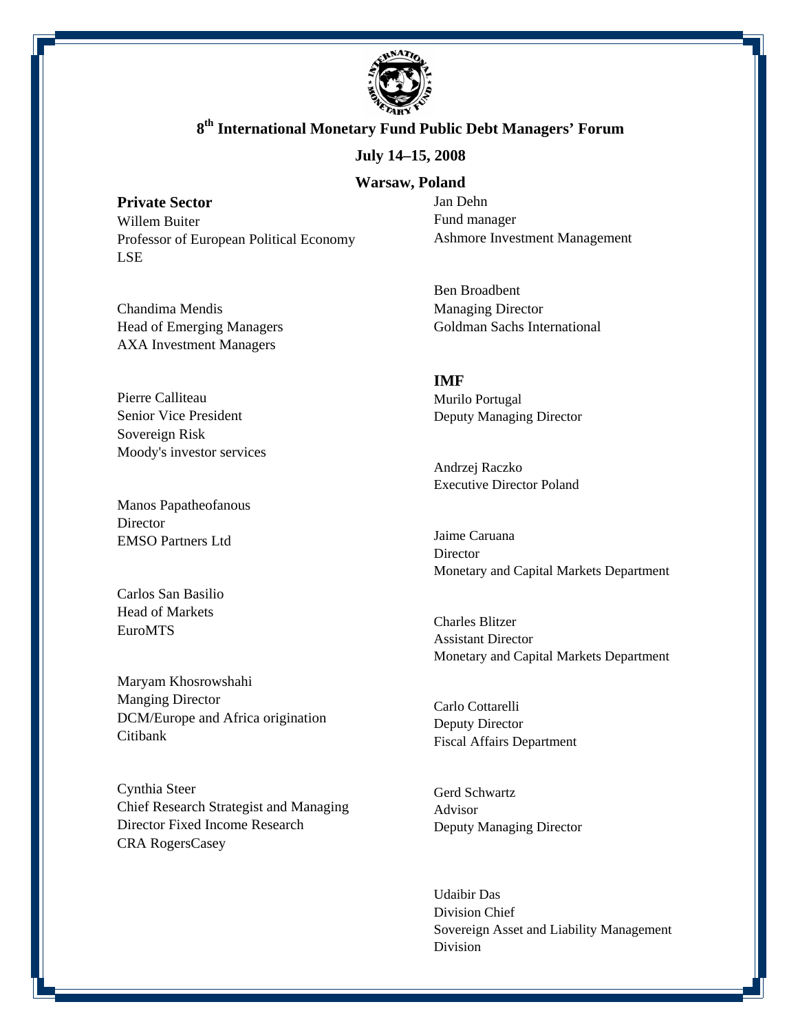**8th International Monetary Fund Public Debt Managers' Forum**

**July 14–15, 2008**

**Warsaw, Poland**

## Private Sector

Willem Buiter
Professor of European Political Economy
LSE

Chandima Mendis
Head of Emerging Managers
AXA Investment Managers

Pierre Calliteau
Senior Vice President
Sovereign Risk
Moody's investor services

Manos Papatheofanous
Director
EMSO Partners Ltd

Carlos San Basilio
Head of Markets
EuroMTS

Maryam Khosrowshahi
Manging Director
DCM/Europe and Africa origination
Citibank

Cynthia Steer
Chief Research Strategist and Managing Director Fixed Income Research
CRA RogersCasey

Jan Dehn
Fund manager
Ashmore Investment Management

Ben Broadbent
Managing Director
Goldman Sachs International

## IMF

Murilo Portugal
Deputy Managing Director

Andrzej Raczko
Executive Director Poland

Jaime Caruana
Director
Monetary and Capital Markets Department

Charles Blitzer
Assistant Director
Monetary and Capital Markets Department

Carlo Cottarelli
Deputy Director
Fiscal Affairs Department

Gerd Schwartz
Advisor
Deputy Managing Director

Udaibir Das
Division Chief
Sovereign Asset and Liability Management Division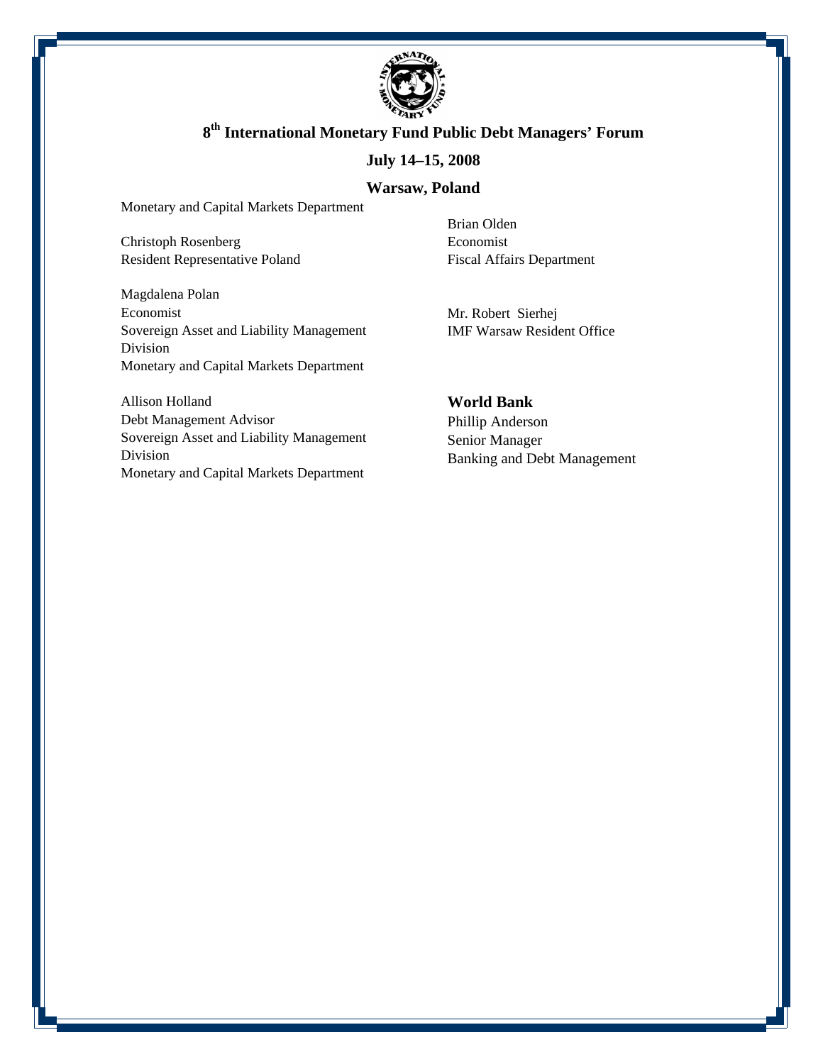**8th International Monetary Fund Public Debt Managers' Forum**

**July 14–15, 2008**

**Warsaw, Poland**

Monetary and Capital Markets Department

Christoph Rosenberg
Resident Representative Poland

Magdalena Polan
Economist
Sovereign Asset and Liability Management Division
Monetary and Capital Markets Department

Allison Holland
Debt Management Advisor
Sovereign Asset and Liability Management Division
Monetary and Capital Markets Department

Brian Olden
Economist
Fiscal Affairs Department

Mr. Robert Sierhej
IMF Warsaw Resident Office

### World Bank

Phillip Anderson
Senior Manager
Banking and Debt Management